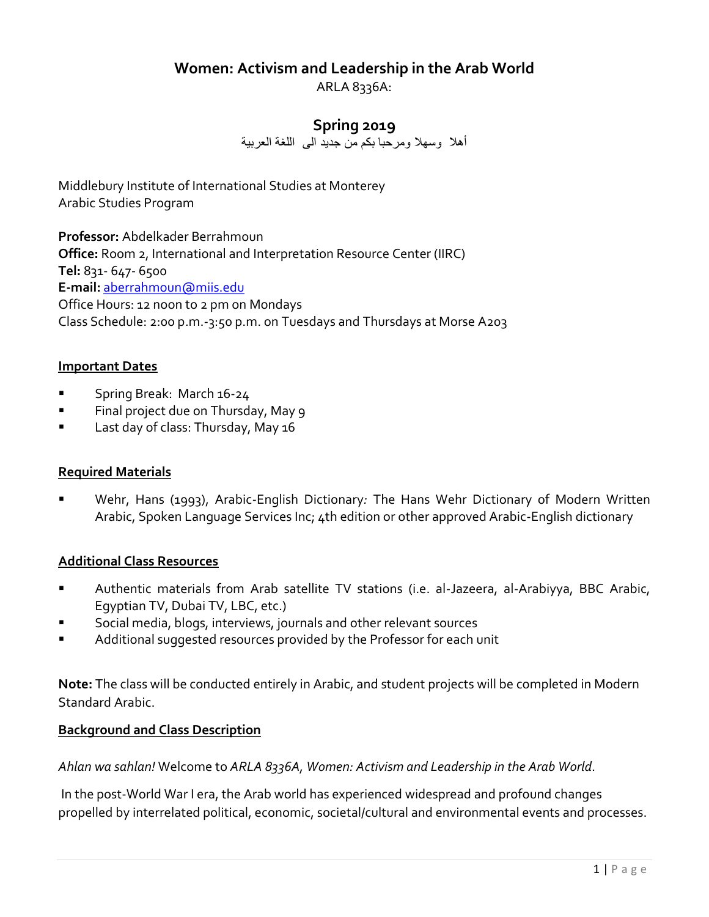# Women: Activism and Leadership in the Arab World

ARLA 8336A:

## Spring 2019

أهلا وسهلا ومرحبا بكم من جديد الى اللغة العربية

Middlebury Institute of International Studies at Monterey
Arabic Studies Program

**Professor:** Abdelkader Berrahmoun
**Office:** Room 2, International and Interpretation Resource Center (IIRC)
**Tel:** 831- 647- 6500
**E-mail:** aberrahmoun@miis.edu
Office Hours: 12 noon to 2 pm on Mondays
Class Schedule: 2:00 p.m.-3:50 p.m. on Tuesdays and Thursdays at Morse A203

### Important Dates

- Spring Break: March 16-24
- Final project due on Thursday, May 9
- Last day of class: Thursday, May 16

### Required Materials

- Wehr, Hans (1993), Arabic-English Dictionary*:* The Hans Wehr Dictionary of Modern Written Arabic, Spoken Language Services Inc; 4th edition or other approved Arabic-English dictionary

### Additional Class Resources

- Authentic materials from Arab satellite TV stations (i.e. al-Jazeera, al-Arabiyya, BBC Arabic, Egyptian TV, Dubai TV, LBC, etc.)
- Social media, blogs, interviews, journals and other relevant sources
- Additional suggested resources provided by the Professor for each unit

**Note:** The class will be conducted entirely in Arabic, and student projects will be completed in Modern Standard Arabic.

### Background and Class Description

*Ahlan wa sahlan!* Welcome to *ARLA 8336A, Women: Activism and Leadership in the Arab World*.

In the post-World War I era, the Arab world has experienced widespread and profound changes propelled by interrelated political, economic, societal/cultural and environmental events and processes.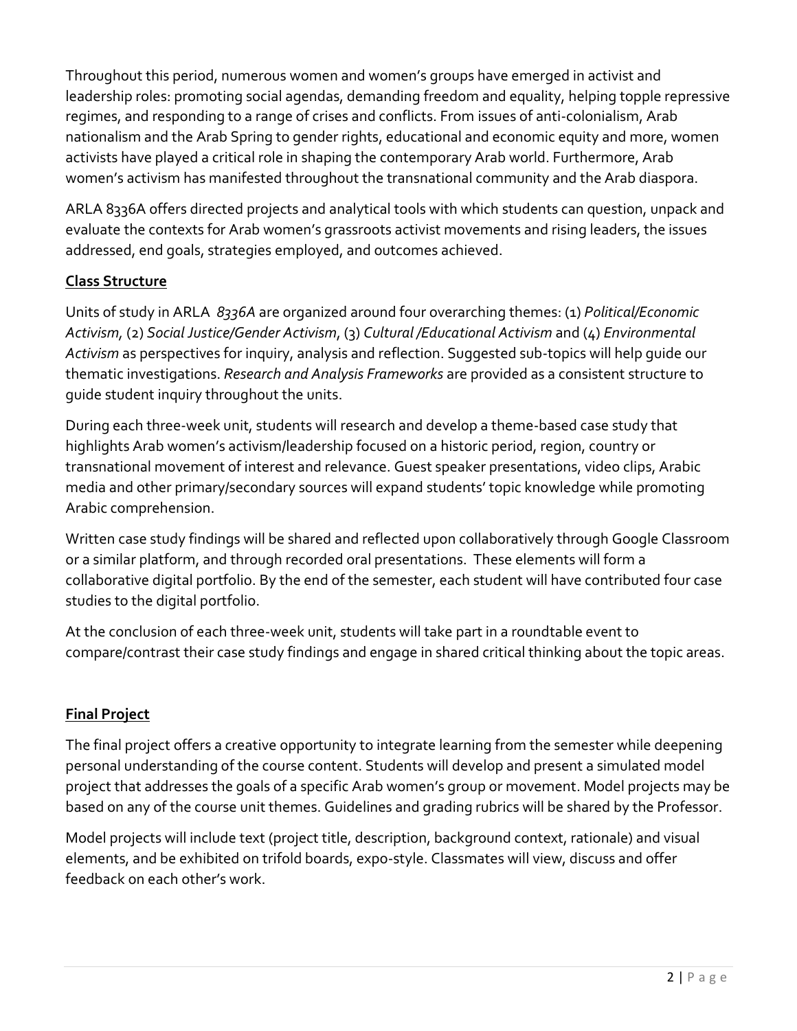Throughout this period, numerous women and women's groups have emerged in activist and leadership roles: promoting social agendas, demanding freedom and equality, helping topple repressive regimes, and responding to a range of crises and conflicts. From issues of anti-colonialism, Arab nationalism and the Arab Spring to gender rights, educational and economic equity and more, women activists have played a critical role in shaping the contemporary Arab world. Furthermore, Arab women's activism has manifested throughout the transnational community and the Arab diaspora.

ARLA 8336A offers directed projects and analytical tools with which students can question, unpack and evaluate the contexts for Arab women's grassroots activist movements and rising leaders, the issues addressed, end goals, strategies employed, and outcomes achieved.

## Class Structure

Units of study in ARLA *8336A* are organized around four overarching themes: (1) *Political/Economic Activism*, (2) *Social Justice/Gender Activism*, (3) *Cultural /Educational Activism* and (4) *Environmental Activism* as perspectives for inquiry, analysis and reflection. Suggested sub-topics will help guide our thematic investigations. *Research and Analysis Frameworks* are provided as a consistent structure to guide student inquiry throughout the units.

During each three-week unit, students will research and develop a theme-based case study that highlights Arab women's activism/leadership focused on a historic period, region, country or transnational movement of interest and relevance. Guest speaker presentations, video clips, Arabic media and other primary/secondary sources will expand students' topic knowledge while promoting Arabic comprehension.

Written case study findings will be shared and reflected upon collaboratively through Google Classroom or a similar platform, and through recorded oral presentations. These elements will form a collaborative digital portfolio. By the end of the semester, each student will have contributed four case studies to the digital portfolio.

At the conclusion of each three-week unit, students will take part in a roundtable event to compare/contrast their case study findings and engage in shared critical thinking about the topic areas.

## Final Project

The final project offers a creative opportunity to integrate learning from the semester while deepening personal understanding of the course content. Students will develop and present a simulated model project that addresses the goals of a specific Arab women's group or movement. Model projects may be based on any of the course unit themes. Guidelines and grading rubrics will be shared by the Professor.

Model projects will include text (project title, description, background context, rationale) and visual elements, and be exhibited on trifold boards, expo-style. Classmates will view, discuss and offer feedback on each other's work.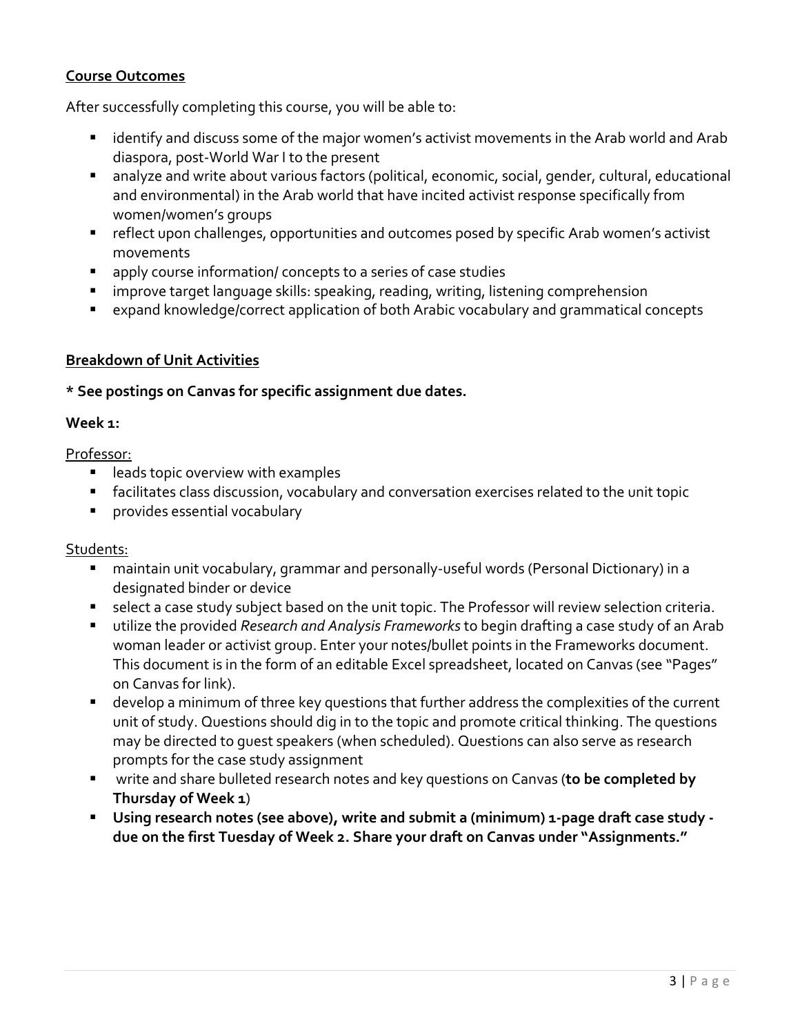**Course Outcomes**

After successfully completing this course, you will be able to:

- identify and discuss some of the major women's activist movements in the Arab world and Arab diaspora, post-World War I to the present
- analyze and write about various factors (political, economic, social, gender, cultural, educational and environmental) in the Arab world that have incited activist response specifically from women/women's groups
- reflect upon challenges, opportunities and outcomes posed by specific Arab women's activist movements
- apply course information/ concepts to a series of case studies
- improve target language skills: speaking, reading, writing, listening comprehension
- expand knowledge/correct application of both Arabic vocabulary and grammatical concepts

**Breakdown of Unit Activities**

**\* See postings on Canvas for specific assignment due dates.**

**Week 1:**

Professor:

- leads topic overview with examples
- facilitates class discussion, vocabulary and conversation exercises related to the unit topic
- provides essential vocabulary

Students:

- maintain unit vocabulary, grammar and personally-useful words (Personal Dictionary) in a designated binder or device
- select a case study subject based on the unit topic. The Professor will review selection criteria.
- utilize the provided *Research and Analysis Frameworks* to begin drafting a case study of an Arab woman leader or activist group. Enter your notes/bullet points in the Frameworks document. This document is in the form of an editable Excel spreadsheet, located on Canvas (see "Pages" on Canvas for link).
- develop a minimum of three key questions that further address the complexities of the current unit of study. Questions should dig in to the topic and promote critical thinking. The questions may be directed to guest speakers (when scheduled). Questions can also serve as research prompts for the case study assignment
- write and share bulleted research notes and key questions on Canvas (**to be completed by Thursday of Week 1**)
- **Using research notes (see above), write and submit a (minimum) 1-page draft case study - due on the first Tuesday of Week 2. Share your draft on Canvas under "Assignments."**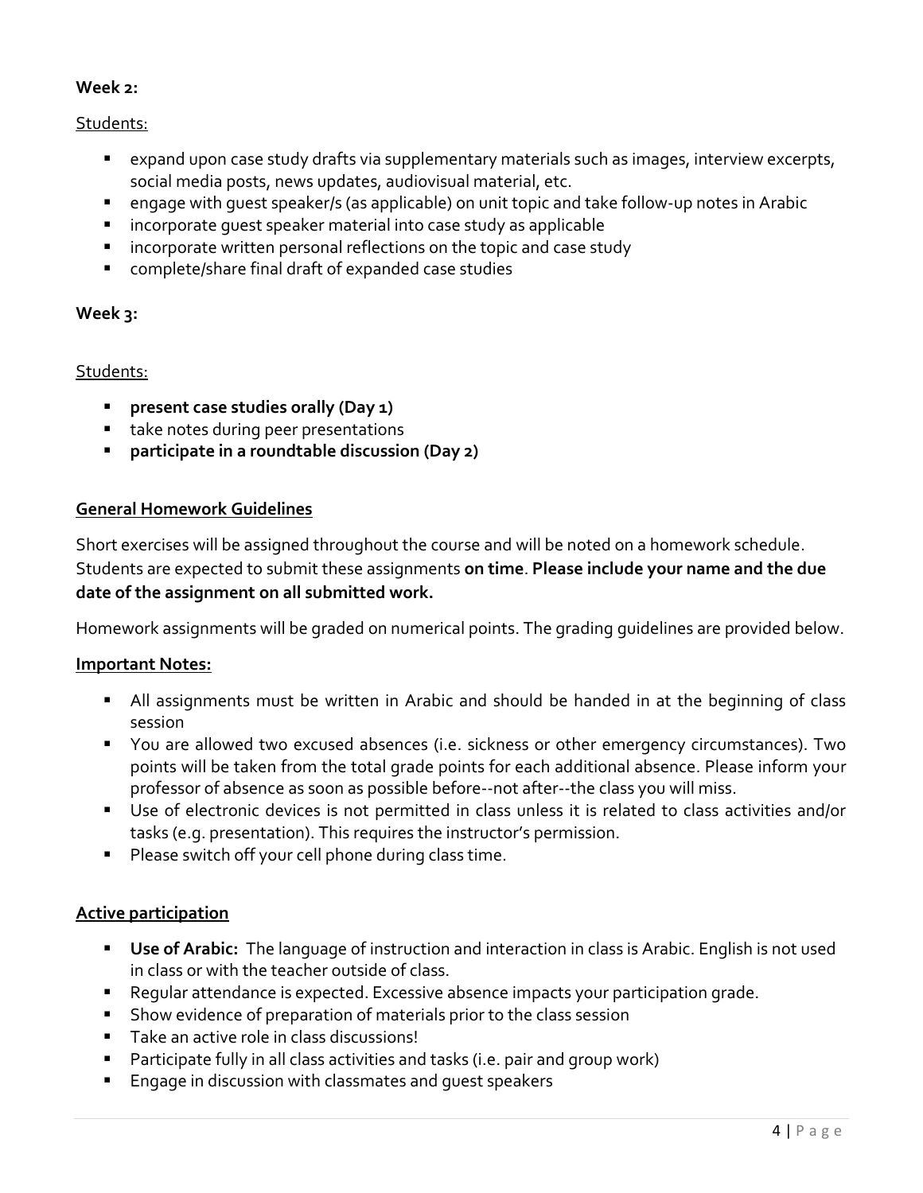**Week 2:**

Students:

- expand upon case study drafts via supplementary materials such as images, interview excerpts, social media posts, news updates, audiovisual material, etc.
- engage with guest speaker/s (as applicable) on unit topic and take follow-up notes in Arabic
- incorporate guest speaker material into case study as applicable
- incorporate written personal reflections on the topic and case study
- complete/share final draft of expanded case studies

**Week 3:**

Students:

- **present case studies orally (Day 1)**
- take notes during peer presentations
- **participate in a roundtable discussion (Day 2)**

**General Homework Guidelines**

Short exercises will be assigned throughout the course and will be noted on a homework schedule. Students are expected to submit these assignments **on time**. **Please include your name and the due date of the assignment on all submitted work.**

Homework assignments will be graded on numerical points. The grading guidelines are provided below.

**Important Notes:**

- All assignments must be written in Arabic and should be handed in at the beginning of class session
- You are allowed two excused absences (i.e. sickness or other emergency circumstances). Two points will be taken from the total grade points for each additional absence. Please inform your professor of absence as soon as possible before--not after--the class you will miss.
- Use of electronic devices is not permitted in class unless it is related to class activities and/or tasks (e.g. presentation). This requires the instructor's permission.
- Please switch off your cell phone during class time.

**Active participation**

- **Use of Arabic:** The language of instruction and interaction in class is Arabic. English is not used in class or with the teacher outside of class.
- Regular attendance is expected. Excessive absence impacts your participation grade.
- Show evidence of preparation of materials prior to the class session
- Take an active role in class discussions!
- Participate fully in all class activities and tasks (i.e. pair and group work)
- Engage in discussion with classmates and guest speakers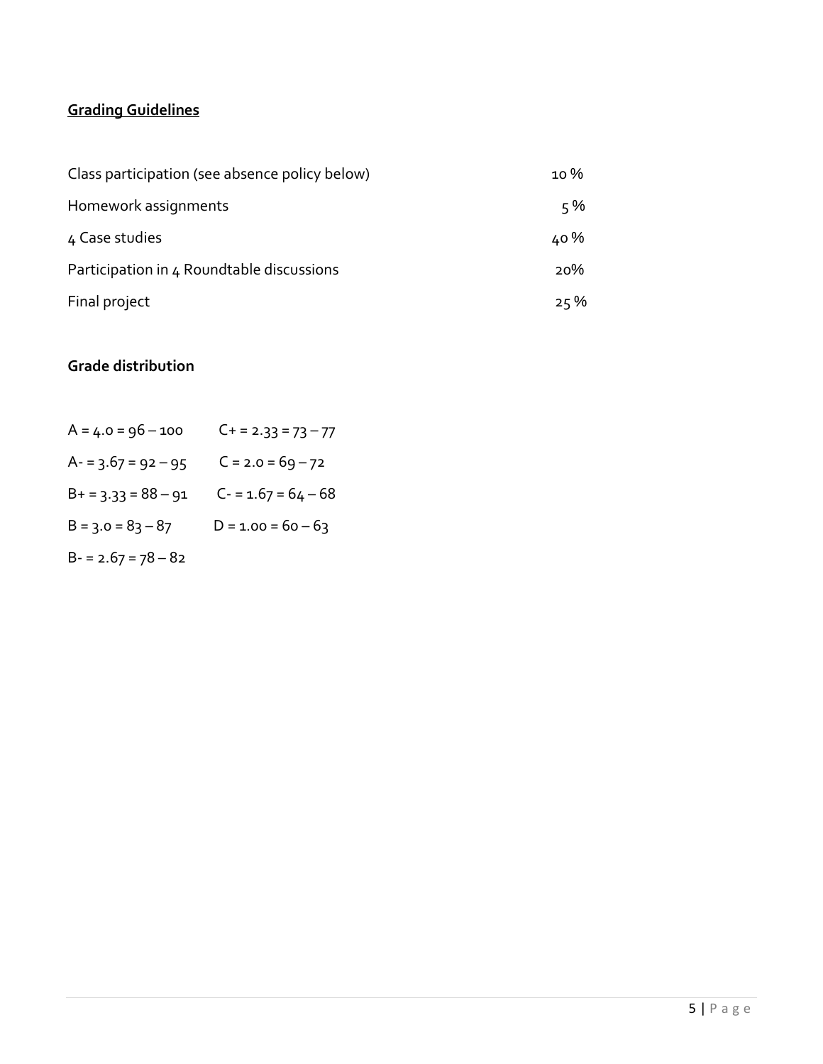## Grading Guidelines

| | |
|---|---|
| Class participation (see absence policy below) | 10 % |
| Homework assignments | 5 % |
| 4 Case studies | 40 % |
| Participation in 4 Roundtable discussions | 20% |
| Final project | 25 % |

### Grade distribution

| | |
|---|---|
| A = 4.0 = 96 – 100 | C+ = 2.33 = 73 – 77 |
| A- = 3.67 = 92 – 95 | C = 2.0 = 69 – 72 |
| B+ = 3.33 = 88 – 91 | C- = 1.67 = 64 – 68 |
| B = 3.0 = 83 – 87 | D = 1.00 = 60 – 63 |
| B- = 2.67 = 78 – 82 | |